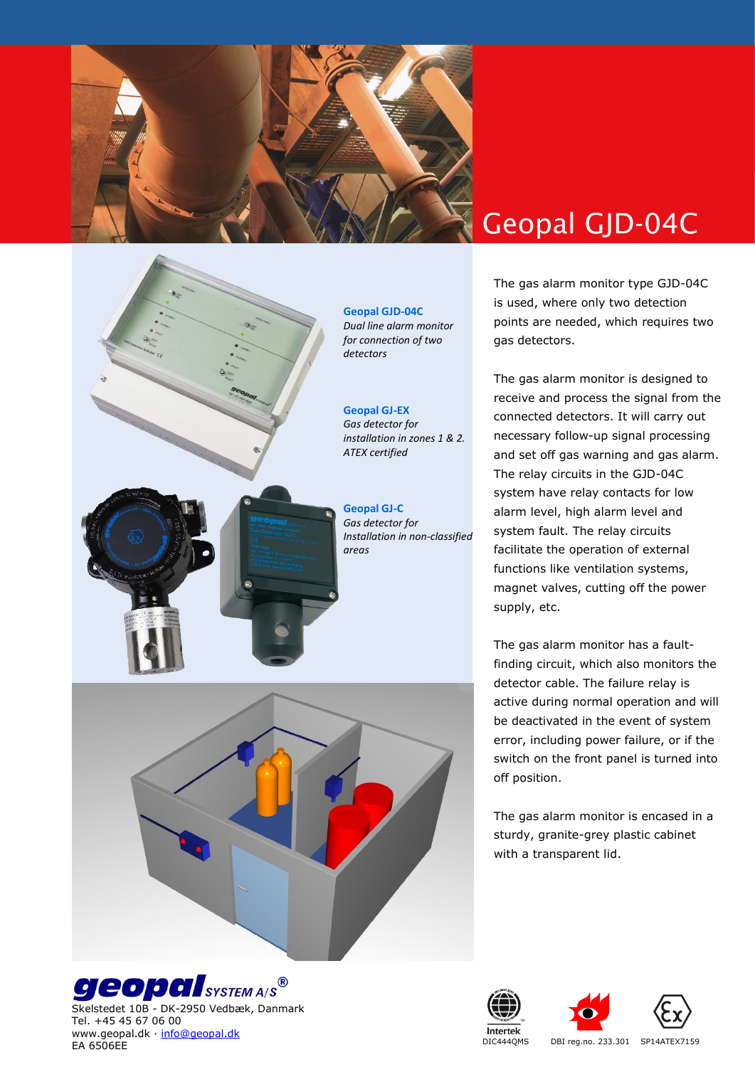# Geopal GJD-04C

**Geopal GJD-04C**
*Dual line alarm monitor for connection of two detectors*

**Geopal GJ-EX**
*Gas detector for installation in zones 1 & 2. ATEX certified*

**Geopal GJ-C**
*Gas detector for Installation in non-classified areas*

The gas alarm monitor type GJD-04C is used, where only two detection points are needed, which requires two gas detectors.

The gas alarm monitor is designed to receive and process the signal from the connected detectors. It will carry out necessary follow-up signal processing and set off gas warning and gas alarm. The relay circuits in the GJD-04C system have relay contacts for low alarm level, high alarm level and system fault. The relay circuits facilitate the operation of external functions like ventilation systems, magnet valves, cutting off the power supply, etc.

The gas alarm monitor has a fault-finding circuit, which also monitors the detector cable. The failure relay is active during normal operation and will be deactivated in the event of system error, including power failure, or if the switch on the front panel is turned into off position.

The gas alarm monitor is encased in a sturdy, granite-grey plastic cabinet with a transparent lid.

**geopal** SYSTEM A/S®
Skelstedet 10B - DK-2950 Vedbæk, Danmark
Tel. +45 45 67 06 00
www.geopal.dk · info@geopal.dk
EA 6506EE

Intertek DIC444QMS · DBI reg.no. 233.301 · SP14ATEX7159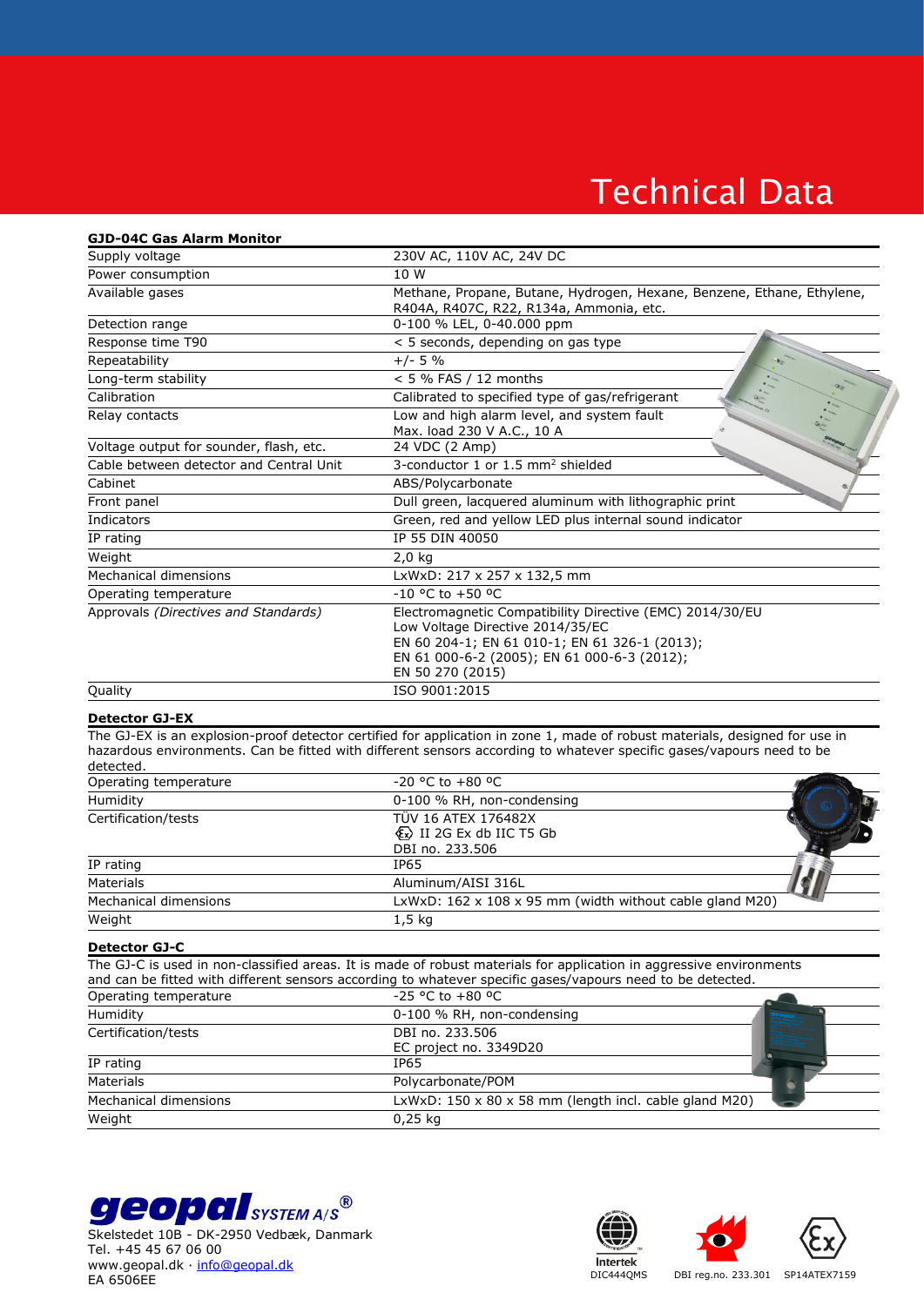# Technical Data

**GJD-04C Gas Alarm Monitor**

| | |
|---|---|
| Supply voltage | 230V AC, 110V AC, 24V DC |
| Power consumption | 10 W |
| Available gases | Methane, Propane, Butane, Hydrogen, Hexane, Benzene, Ethane, Ethylene, R404A, R407C, R22, R134a, Ammonia, etc. |
| Detection range | 0-100 % LEL, 0-40.000 ppm |
| Response time T90 | < 5 seconds, depending on gas type |
| Repeatability | +/- 5 % |
| Long-term stability | < 5 % FAS / 12 months |
| Calibration | Calibrated to specified type of gas/refrigerant |
| Relay contacts | Low and high alarm level, and system fault<br>Max. load 230 V A.C., 10 A |
| Voltage output for sounder, flash, etc. | 24 VDC (2 Amp) |
| Cable between detector and Central Unit | 3-conductor 1 or 1.5 mm² shielded |
| Cabinet | ABS/Polycarbonate |
| Front panel | Dull green, lacquered aluminum with lithographic print |
| Indicators | Green, red and yellow LED plus internal sound indicator |
| IP rating | IP 55 DIN 40050 |
| Weight | 2,0 kg |
| Mechanical dimensions | LxWxD: 217 x 257 x 132,5 mm |
| Operating temperature | -10 °C to +50 ºC |
| Approvals *(Directives and Standards)* | Electromagnetic Compatibility Directive (EMC) 2014/30/EU<br>Low Voltage Directive 2014/35/EC<br>EN 60 204-1; EN 61 010-1; EN 61 326-1 (2013);<br>EN 61 000-6-2 (2005); EN 61 000-6-3 (2012);<br>EN 50 270 (2015) |
| Quality | ISO 9001:2015 |

**Detector GJ-EX**

The GJ-EX is an explosion-proof detector certified for application in zone 1, made of robust materials, designed for use in hazardous environments. Can be fitted with different sensors according to whatever specific gases/vapours need to be detected.

| | |
|---|---|
| Operating temperature | -20 °C to +80 ºC |
| Humidity | 0-100 % RH, non-condensing |
| Certification/tests | TÜV 16 ATEX 176482X<br>Ex II 2G Ex db IIC T5 Gb<br>DBI no. 233.506 |
| IP rating | IP65 |
| Materials | Aluminum/AISI 316L |
| Mechanical dimensions | LxWxD: 162 x 108 x 95 mm (width without cable gland M20) |
| Weight | 1,5 kg |

**Detector GJ-C**

The GJ-C is used in non-classified areas. It is made of robust materials for application in aggressive environments and can be fitted with different sensors according to whatever specific gases/vapours need to be detected.

| | |
|---|---|
| Operating temperature | -25 °C to +80 ºC |
| Humidity | 0-100 % RH, non-condensing |
| Certification/tests | DBI no. 233.506<br>EC project no. 3349D20 |
| IP rating | IP65 |
| Materials | Polycarbonate/POM |
| Mechanical dimensions | LxWxD: 150 x 80 x 58 mm (length incl. cable gland M20) |
| Weight | 0,25 kg |

geopal SYSTEM A/S®
Skelstedet 10B - DK-2950 Vedbæk, Danmark
Tel. +45 45 67 06 00
www.geopal.dk · info@geopal.dk
EA 6506EE

Intertek DIC444QMS   DBI reg.no. 233.301   SP14ATEX7159